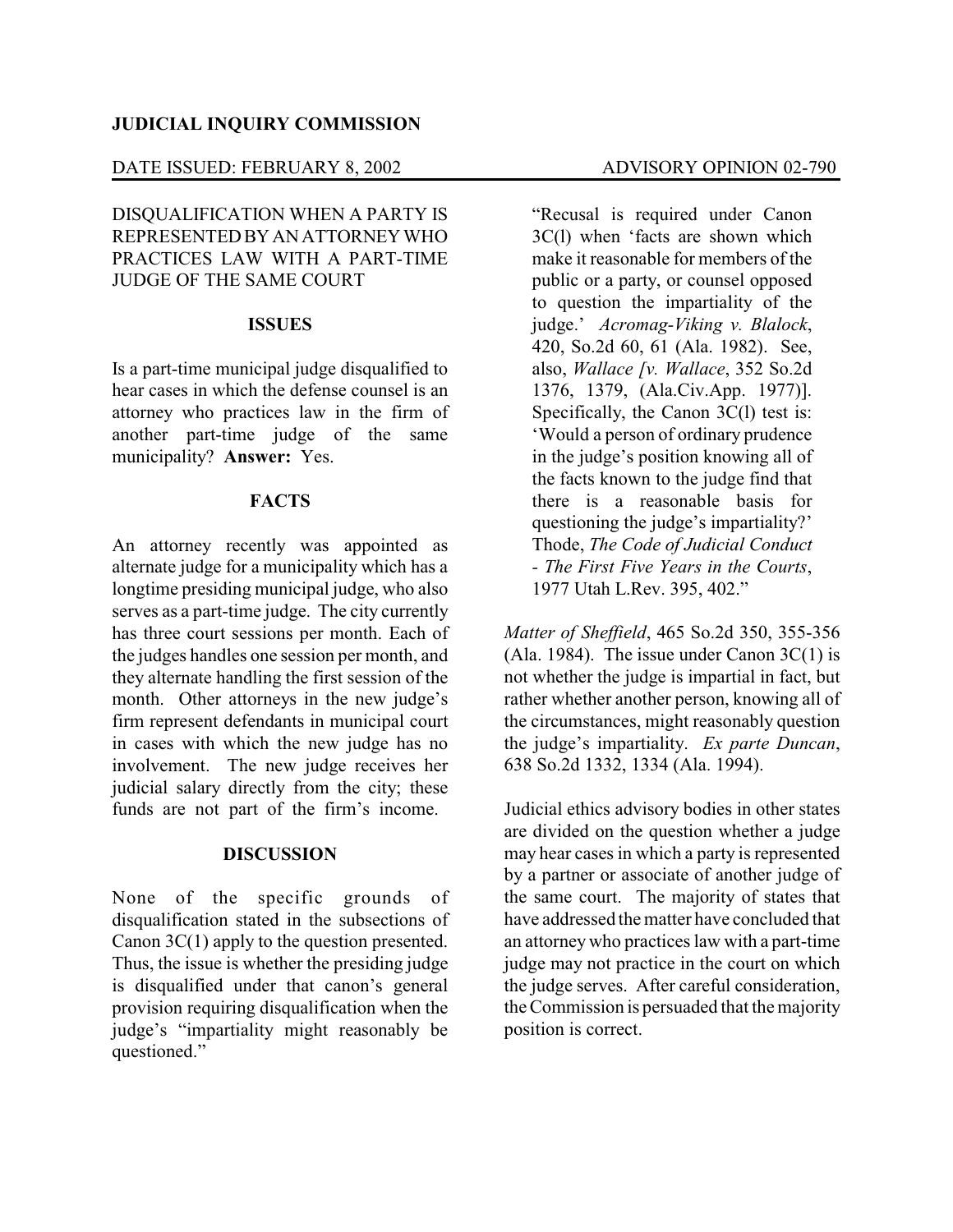**JUDICIAL INQUIRY COMMISSION**

DATE ISSUED: FEBRUARY 8, 2002 ADVISORY OPINION 02-790

DISQUALIFICATION WHEN A PARTY IS REPRESENTED BY AN ATTORNEY WHO PRACTICES LAW WITH A PART-TIME JUDGE OF THE SAME COURT

## ISSUES

Is a part-time municipal judge disqualified to hear cases in which the defense counsel is an attorney who practices law in the firm of another part-time judge of the same municipality? **Answer:** Yes.

## FACTS

An attorney recently was appointed as alternate judge for a municipality which has a longtime presiding municipal judge, who also serves as a part-time judge. The city currently has three court sessions per month. Each of the judges handles one session per month, and they alternate handling the first session of the month. Other attorneys in the new judge's firm represent defendants in municipal court in cases with which the new judge has no involvement. The new judge receives her judicial salary directly from the city; these funds are not part of the firm's income.

## DISCUSSION

None of the specific grounds of disqualification stated in the subsections of Canon 3C(1) apply to the question presented. Thus, the issue is whether the presiding judge is disqualified under that canon's general provision requiring disqualification when the judge's "impartiality might reasonably be questioned."

> "Recusal is required under Canon 3C(l) when 'facts are shown which make it reasonable for members of the public or a party, or counsel opposed to question the impartiality of the judge.' *Acromag-Viking v. Blalock*, 420, So.2d 60, 61 (Ala. 1982). See, also, *Wallace [v. Wallace*, 352 So.2d 1376, 1379, (Ala.Civ.App. 1977)]. Specifically, the Canon 3C(l) test is: 'Would a person of ordinary prudence in the judge's position knowing all of the facts known to the judge find that there is a reasonable basis for questioning the judge's impartiality?' Thode, *The Code of Judicial Conduct - The First Five Years in the Courts*, 1977 Utah L.Rev. 395, 402."

*Matter of Sheffield*, 465 So.2d 350, 355-356 (Ala. 1984). The issue under Canon 3C(1) is not whether the judge is impartial in fact, but rather whether another person, knowing all of the circumstances, might reasonably question the judge's impartiality. *Ex parte Duncan*, 638 So.2d 1332, 1334 (Ala. 1994).

Judicial ethics advisory bodies in other states are divided on the question whether a judge may hear cases in which a party is represented by a partner or associate of another judge of the same court. The majority of states that have addressed the matter have concluded that an attorney who practices law with a part-time judge may not practice in the court on which the judge serves. After careful consideration, the Commission is persuaded that the majority position is correct.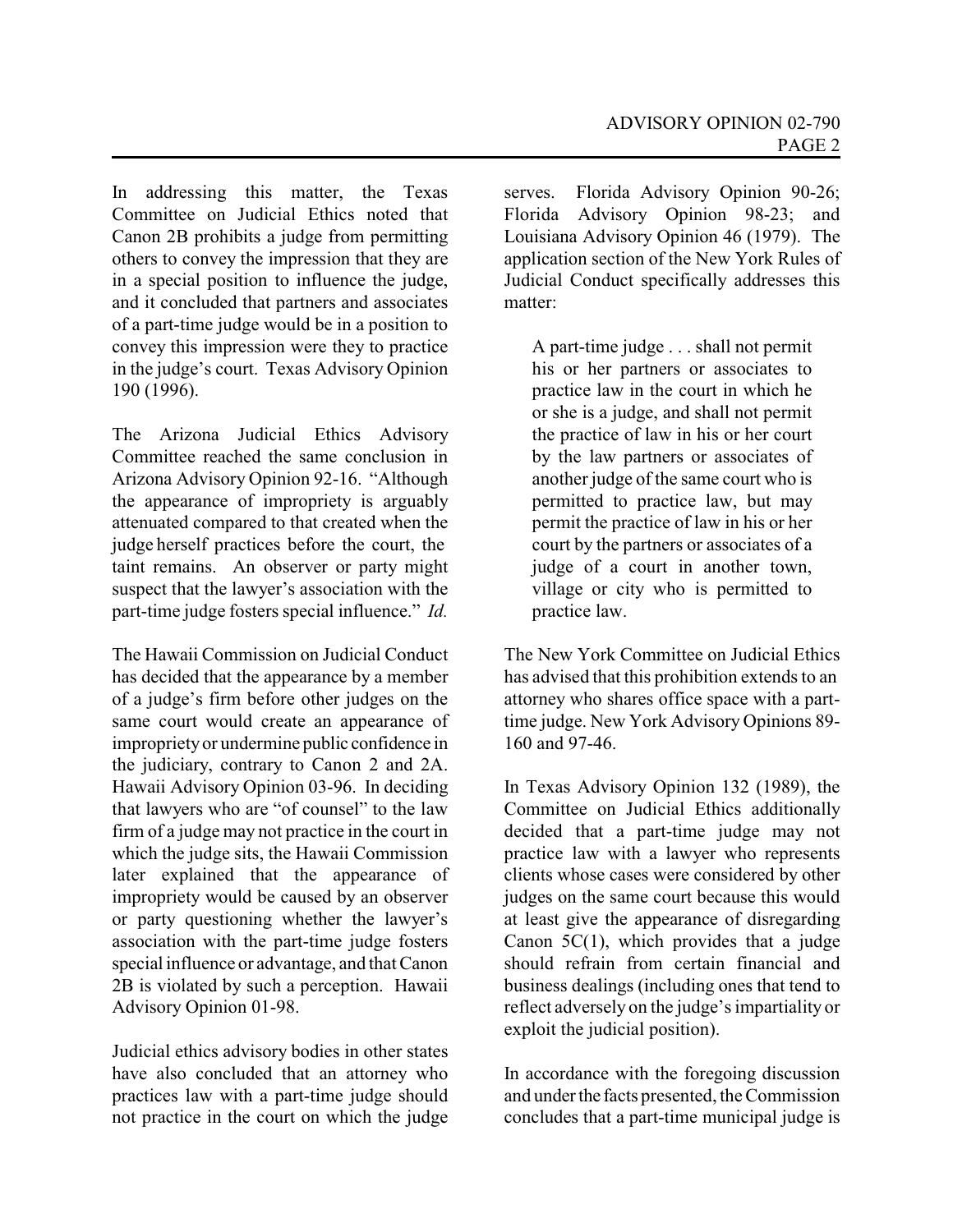In addressing this matter, the Texas Committee on Judicial Ethics noted that Canon 2B prohibits a judge from permitting others to convey the impression that they are in a special position to influence the judge, and it concluded that partners and associates of a part-time judge would be in a position to convey this impression were they to practice in the judge's court. Texas Advisory Opinion 190 (1996).

The Arizona Judicial Ethics Advisory Committee reached the same conclusion in Arizona Advisory Opinion 92-16. "Although the appearance of impropriety is arguably attenuated compared to that created when the judge herself practices before the court, the taint remains. An observer or party might suspect that the lawyer's association with the part-time judge fosters special influence." *Id.*

The Hawaii Commission on Judicial Conduct has decided that the appearance by a member of a judge's firm before other judges on the same court would create an appearance of impropriety or undermine public confidence in the judiciary, contrary to Canon 2 and 2A. Hawaii Advisory Opinion 03-96. In deciding that lawyers who are "of counsel" to the law firm of a judge may not practice in the court in which the judge sits, the Hawaii Commission later explained that the appearance of impropriety would be caused by an observer or party questioning whether the lawyer's association with the part-time judge fosters special influence or advantage, and that Canon 2B is violated by such a perception. Hawaii Advisory Opinion 01-98.

Judicial ethics advisory bodies in other states have also concluded that an attorney who practices law with a part-time judge should not practice in the court on which the judge serves. Florida Advisory Opinion 90-26; Florida Advisory Opinion 98-23; and Louisiana Advisory Opinion 46 (1979). The application section of the New York Rules of Judicial Conduct specifically addresses this matter:

> A part-time judge . . . shall not permit his or her partners or associates to practice law in the court in which he or she is a judge, and shall not permit the practice of law in his or her court by the law partners or associates of another judge of the same court who is permitted to practice law, but may permit the practice of law in his or her court by the partners or associates of a judge of a court in another town, village or city who is permitted to practice law.

The New York Committee on Judicial Ethics has advised that this prohibition extends to an attorney who shares office space with a part-time judge. New York Advisory Opinions 89-160 and 97-46.

In Texas Advisory Opinion 132 (1989), the Committee on Judicial Ethics additionally decided that a part-time judge may not practice law with a lawyer who represents clients whose cases were considered by other judges on the same court because this would at least give the appearance of disregarding Canon 5C(1), which provides that a judge should refrain from certain financial and business dealings (including ones that tend to reflect adversely on the judge's impartiality or exploit the judicial position).

In accordance with the foregoing discussion and under the facts presented, the Commission concludes that a part-time municipal judge is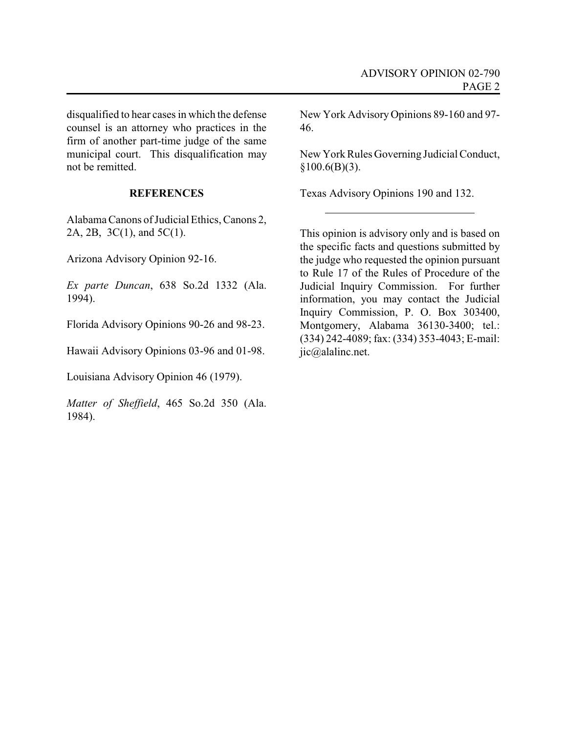disqualified to hear cases in which the defense counsel is an attorney who practices in the firm of another part-time judge of the same municipal court. This disqualification may not be remitted.

**REFERENCES**

Alabama Canons of Judicial Ethics, Canons 2, 2A, 2B, 3C(1), and 5C(1).

Arizona Advisory Opinion 92-16.

*Ex parte Duncan*, 638 So.2d 1332 (Ala. 1994).

Florida Advisory Opinions 90-26 and 98-23.

Hawaii Advisory Opinions 03-96 and 01-98.

Louisiana Advisory Opinion 46 (1979).

*Matter of Sheffield*, 465 So.2d 350 (Ala. 1984).

New York Advisory Opinions 89-160 and 97-46.

New York Rules Governing Judicial Conduct, §100.6(B)(3).

Texas Advisory Opinions 190 and 132.

---

This opinion is advisory only and is based on the specific facts and questions submitted by the judge who requested the opinion pursuant to Rule 17 of the Rules of Procedure of the Judicial Inquiry Commission. For further information, you may contact the Judicial Inquiry Commission, P. O. Box 303400, Montgomery, Alabama 36130-3400; tel.: (334) 242-4089; fax: (334) 353-4043; E-mail: jic@alalinc.net.